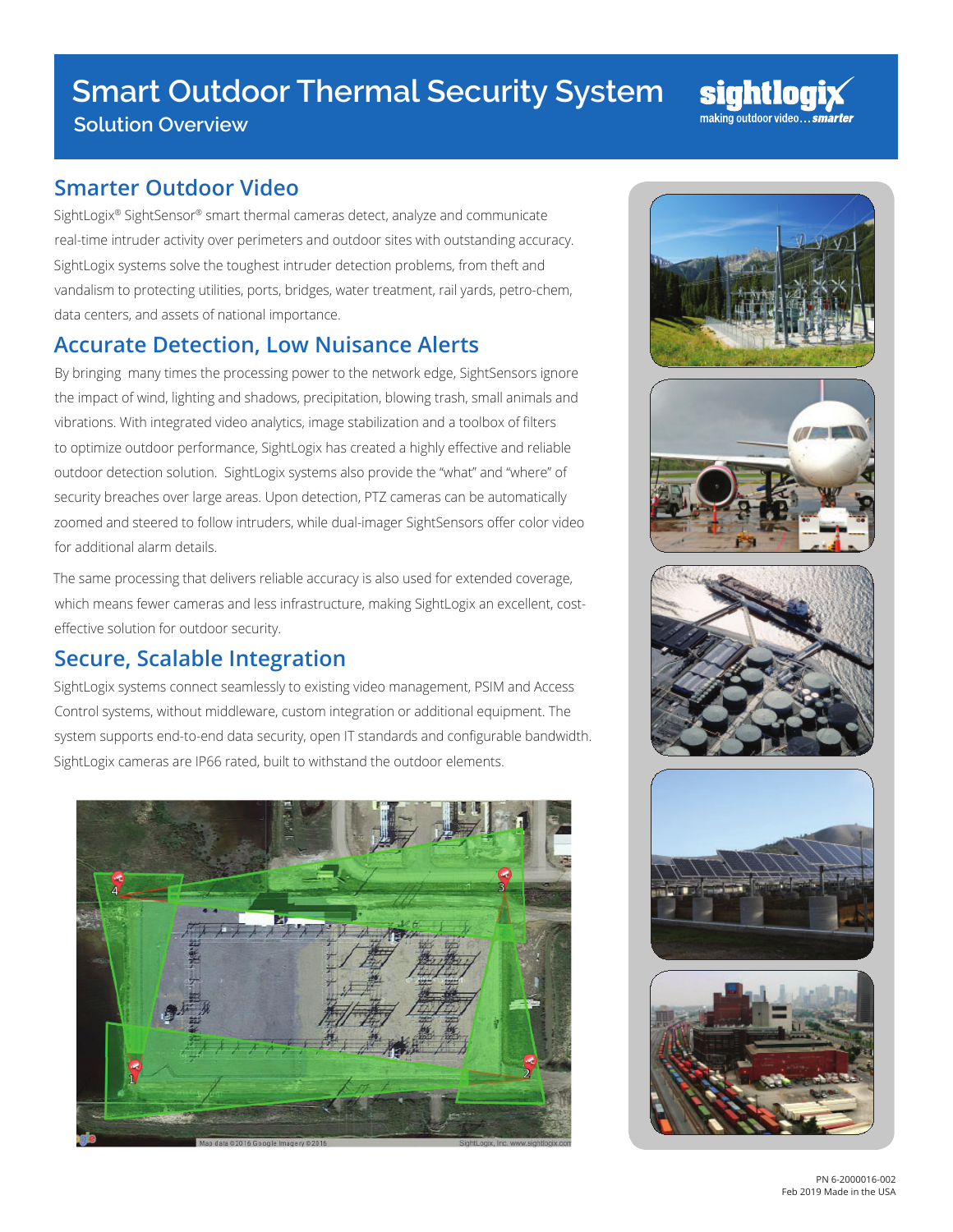# Smart Outdoor Thermal Security System

Solution Overview

sightlogix
making outdoor video... *smarter*

## Smarter Outdoor Video

SightLogix® SightSensor® smart thermal cameras detect, analyze and communicate real-time intruder activity over perimeters and outdoor sites with outstanding accuracy. SightLogix systems solve the toughest intruder detection problems, from theft and vandalism to protecting utilities, ports, bridges, water treatment, rail yards, petro-chem, data centers, and assets of national importance.

## Accurate Detection, Low Nuisance Alerts

By bringing many times the processing power to the network edge, SightSensors ignore the impact of wind, lighting and shadows, precipitation, blowing trash, small animals and vibrations. With integrated video analytics, image stabilization and a toolbox of filters to optimize outdoor performance, SightLogix has created a highly effective and reliable outdoor detection solution. SightLogix systems also provide the "what" and "where" of security breaches over large areas. Upon detection, PTZ cameras can be automatically zoomed and steered to follow intruders, while dual-imager SightSensors offer color video for additional alarm details.

The same processing that delivers reliable accuracy is also used for extended coverage, which means fewer cameras and less infrastructure, making SightLogix an excellent, cost-effective solution for outdoor security.

## Secure, Scalable Integration

SightLogix systems connect seamlessly to existing video management, PSIM and Access Control systems, without middleware, custom integration or additional equipment. The system supports end-to-end data security, open IT standards and configurable bandwidth. SightLogix cameras are IP66 rated, built to withstand the outdoor elements.

PN 6-2000016-002
Feb 2019 Made in the USA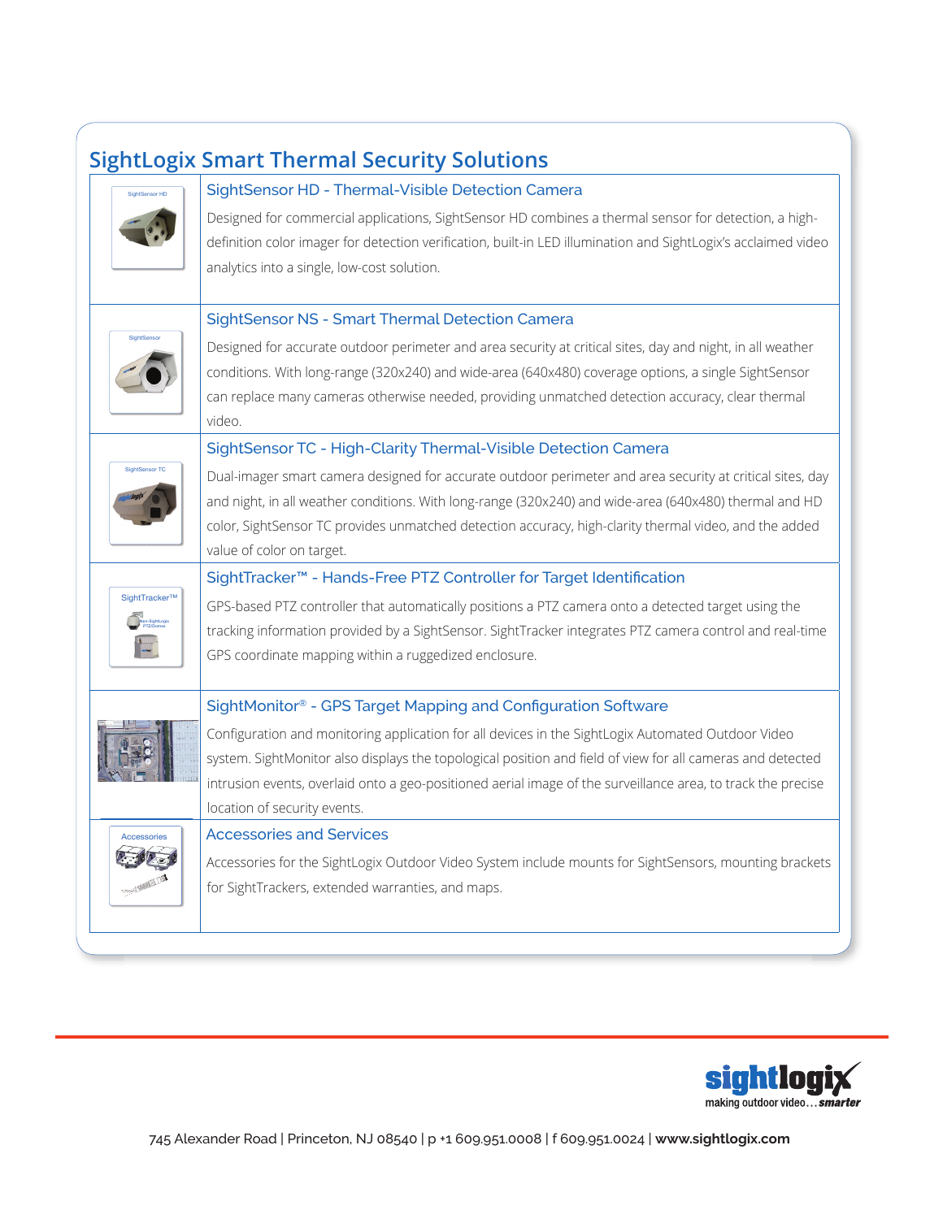## SightLogix Smart Thermal Security Solutions

### SightSensor HD - Thermal-Visible Detection Camera

Designed for commercial applications, SightSensor HD combines a thermal sensor for detection, a high-definition color imager for detection verification, built-in LED illumination and SightLogix's acclaimed video analytics into a single, low-cost solution.

### SightSensor NS - Smart Thermal Detection Camera

Designed for accurate outdoor perimeter and area security at critical sites, day and night, in all weather conditions. With long-range (320x240) and wide-area (640x480) coverage options, a single SightSensor can replace many cameras otherwise needed, providing unmatched detection accuracy, clear thermal video.

### SightSensor TC - High-Clarity Thermal-Visible Detection Camera

Dual-imager smart camera designed for accurate outdoor perimeter and area security at critical sites, day and night, in all weather conditions. With long-range (320x240) and wide-area (640x480) thermal and HD color, SightSensor TC provides unmatched detection accuracy, high-clarity thermal video, and the added value of color on target.

### SightTracker™ - Hands-Free PTZ Controller for Target Identification

GPS-based PTZ controller that automatically positions a PTZ camera onto a detected target using the tracking information provided by a SightSensor. SightTracker integrates PTZ camera control and real-time GPS coordinate mapping within a ruggedized enclosure.

### SightMonitor® - GPS Target Mapping and Configuration Software

Configuration and monitoring application for all devices in the SightLogix Automated Outdoor Video system. SightMonitor also displays the topological position and field of view for all cameras and detected intrusion events, overlaid onto a geo-positioned aerial image of the surveillance area, to track the precise location of security events.

### Accessories and Services

Accessories for the SightLogix Outdoor Video System include mounts for SightSensors, mounting brackets for SightTrackers, extended warranties, and maps.

sightlogix
making outdoor video... smarter

745 Alexander Road | Princeton, NJ 08540 | p +1 609.951.0008 | f 609.951.0024 | **www.sightlogix.com**